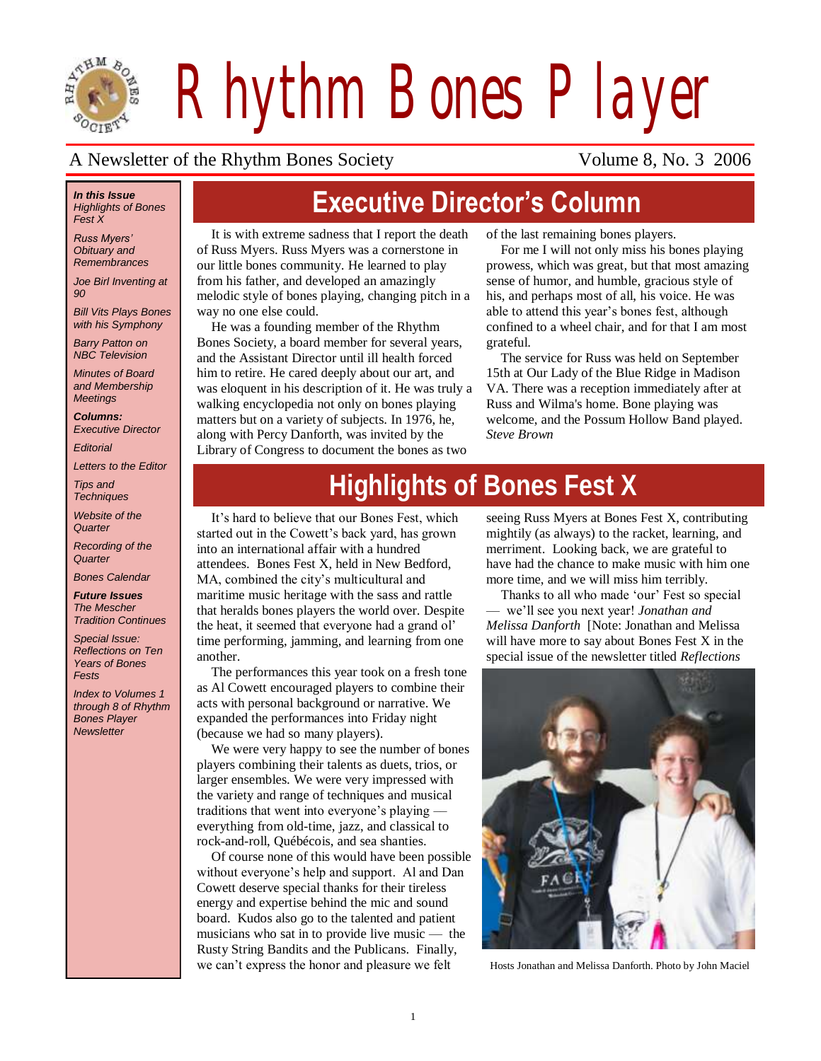# Rhythm Bones Player

A Newsletter of the Rhythm Bones Society Volume 8, No. 3 2006

***In this Issue***

*Highlights of Bones Fest X*

*Russ Myers' Obituary and Remembrances*

*Joe Birl Inventing at 90*

*Bill Vits Plays Bones with his Symphony*

*Barry Patton on NBC Television*

*Minutes of Board and Membership Meetings*

***Columns:***

*Executive Director*

*Editorial*

*Letters to the Editor*

*Tips and Techniques*

*Website of the Quarter*

*Recording of the Quarter*

*Bones Calendar*

***Future Issues***

*The Mescher Tradition Continues*

*Special Issue: Reflections on Ten Years of Bones Fests*

*Index to Volumes 1 through 8 of Rhythm Bones Player Newsletter*

## Executive Director's Column

It is with extreme sadness that I report the death of Russ Myers. Russ Myers was a cornerstone in our little bones community. He learned to play from his father, and developed an amazingly melodic style of bones playing, changing pitch in a way no one else could.

He was a founding member of the Rhythm Bones Society, a board member for several years, and the Assistant Director until ill health forced him to retire. He cared deeply about our art, and was eloquent in his description of it. He was truly a walking encyclopedia not only on bones playing matters but on a variety of subjects. In 1976, he, along with Percy Danforth, was invited by the Library of Congress to document the bones as two of the last remaining bones players.

For me I will not only miss his bones playing prowess, which was great, but that most amazing sense of humor, and humble, gracious style of his, and perhaps most of all, his voice. He was able to attend this year's bones fest, although confined to a wheel chair, and for that I am most grateful.

The service for Russ was held on September 15th at Our Lady of the Blue Ridge in Madison VA. There was a reception immediately after at Russ and Wilma's home. Bone playing was welcome, and the Possum Hollow Band played. *Steve Brown*

## Highlights of Bones Fest X

It's hard to believe that our Bones Fest, which started out in the Cowett's back yard, has grown into an international affair with a hundred attendees. Bones Fest X, held in New Bedford, MA, combined the city's multicultural and maritime music heritage with the sass and rattle that heralds bones players the world over. Despite the heat, it seemed that everyone had a grand ol' time performing, jamming, and learning from one another.

The performances this year took on a fresh tone as Al Cowett encouraged players to combine their acts with personal background or narrative. We expanded the performances into Friday night (because we had so many players).

We were very happy to see the number of bones players combining their talents as duets, trios, or larger ensembles. We were very impressed with the variety and range of techniques and musical traditions that went into everyone's playing — everything from old-time, jazz, and classical to rock-and-roll, Québécois, and sea shanties.

Of course none of this would have been possible without everyone's help and support. Al and Dan Cowett deserve special thanks for their tireless energy and expertise behind the mic and sound board. Kudos also go to the talented and patient musicians who sat in to provide live music — the Rusty String Bandits and the Publicans. Finally, we can't express the honor and pleasure we felt seeing Russ Myers at Bones Fest X, contributing mightily (as always) to the racket, learning, and merriment. Looking back, we are grateful to have had the chance to make music with him one more time, and we will miss him terribly.

Thanks to all who made 'our' Fest so special — we'll see you next year! *Jonathan and Melissa Danforth* [Note: Jonathan and Melissa will have more to say about Bones Fest X in the special issue of the newsletter titled *Reflections*

Hosts Jonathan and Melissa Danforth. Photo by John Maciel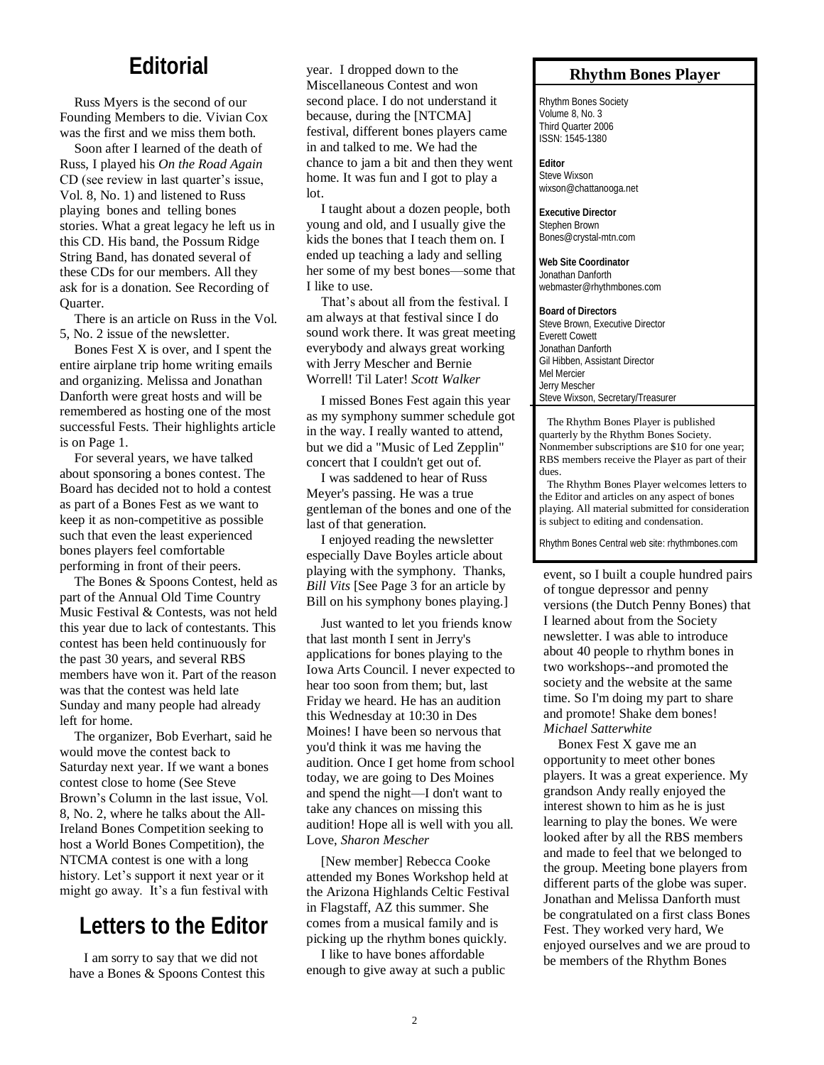# Editorial

Russ Myers is the second of our Founding Members to die. Vivian Cox was the first and we miss them both.

Soon after I learned of the death of Russ, I played his *On the Road Again* CD (see review in last quarter's issue, Vol. 8, No. 1) and listened to Russ playing bones and telling bones stories. What a great legacy he left us in this CD. His band, the Possum Ridge String Band, has donated several of these CDs for our members. All they ask for is a donation. See Recording of Quarter.

There is an article on Russ in the Vol. 5, No. 2 issue of the newsletter.

Bones Fest X is over, and I spent the entire airplane trip home writing emails and organizing. Melissa and Jonathan Danforth were great hosts and will be remembered as hosting one of the most successful Fests. Their highlights article is on Page 1.

For several years, we have talked about sponsoring a bones contest. The Board has decided not to hold a contest as part of a Bones Fest as we want to keep it as non-competitive as possible such that even the least experienced bones players feel comfortable performing in front of their peers.

The Bones & Spoons Contest, held as part of the Annual Old Time Country Music Festival & Contests, was not held this year due to lack of contestants. This contest has been held continuously for the past 30 years, and several RBS members have won it. Part of the reason was that the contest was held late Sunday and many people had already left for home.

The organizer, Bob Everhart, said he would move the contest back to Saturday next year. If we want a bones contest close to home (See Steve Brown's Column in the last issue, Vol. 8, No. 2, where he talks about the All-Ireland Bones Competition seeking to host a World Bones Competition), the NTCMA contest is one with a long history. Let's support it next year or it might go away. It's a fun festival with

# Letters to the Editor

I am sorry to say that we did not have a Bones & Spoons Contest this year. I dropped down to the Miscellaneous Contest and won second place. I do not understand it because, during the [NTCMA] festival, different bones players came in and talked to me. We had the chance to jam a bit and then they went home. It was fun and I got to play a lot.

I taught about a dozen people, both young and old, and I usually give the kids the bones that I teach them on. I ended up teaching a lady and selling her some of my best bones—some that I like to use.

That's about all from the festival. I am always at that festival since I do sound work there. It was great meeting everybody and always great working with Jerry Mescher and Bernie Worrell! Til Later! *Scott Walker*

I missed Bones Fest again this year as my symphony summer schedule got in the way. I really wanted to attend, but we did a "Music of Led Zepplin" concert that I couldn't get out of.

I was saddened to hear of Russ Meyer's passing. He was a true gentleman of the bones and one of the last of that generation.

I enjoyed reading the newsletter especially Dave Boyles article about playing with the symphony. Thanks, *Bill Vits* [See Page 3 for an article by Bill on his symphony bones playing.]

Just wanted to let you friends know that last month I sent in Jerry's applications for bones playing to the Iowa Arts Council. I never expected to hear too soon from them; but, last Friday we heard. He has an audition this Wednesday at 10:30 in Des Moines! I have been so nervous that you'd think it was me having the audition. Once I get home from school today, we are going to Des Moines and spend the night—I don't want to take any chances on missing this audition! Hope all is well with you all. Love, *Sharon Mescher*

[New member] Rebecca Cooke attended my Bones Workshop held at the Arizona Highlands Celtic Festival in Flagstaff, AZ this summer. She comes from a musical family and is picking up the rhythm bones quickly.

I like to have bones affordable enough to give away at such a public event, so I built a couple hundred pairs of tongue depressor and penny versions (the Dutch Penny Bones) that I learned about from the Society newsletter. I was able to introduce about 40 people to rhythm bones in two workshops--and promoted the society and the website at the same time. So I'm doing my part to share and promote! Shake dem bones! *Michael Satterwhite*

Bonex Fest X gave me an opportunity to meet other bones players. It was a great experience. My grandson Andy really enjoyed the interest shown to him as he is just learning to play the bones. We were looked after by all the RBS members and made to feel that we belonged to the group. Meeting bone players from different parts of the globe was super. Jonathan and Melissa Danforth must be congratulated on a first class Bones Fest. They worked very hard, We enjoyed ourselves and we are proud to be members of the Rhythm Bones

---

**Rhythm Bones Player**

Rhythm Bones Society
Volume 8, No. 3
Third Quarter 2006
ISSN: 1545-1380

**Editor**
Steve Wixson
wixson@chattanooga.net

**Executive Director**
Stephen Brown
Bones@crystal-mtn.com

**Web Site Coordinator**
Jonathan Danforth
webmaster@rhythmbones.com

**Board of Directors**
Steve Brown, Executive Director
Everett Cowett
Jonathan Danforth
Gil Hibben, Assistant Director
Mel Mercier
Jerry Mescher
Steve Wixson, Secretary/Treasurer

The Rhythm Bones Player is published quarterly by the Rhythm Bones Society. Nonmember subscriptions are $10 for one year; RBS members receive the Player as part of their dues.

The Rhythm Bones Player welcomes letters to the Editor and articles on any aspect of bones playing. All material submitted for consideration is subject to editing and condensation.

Rhythm Bones Central web site: rhythmbones.com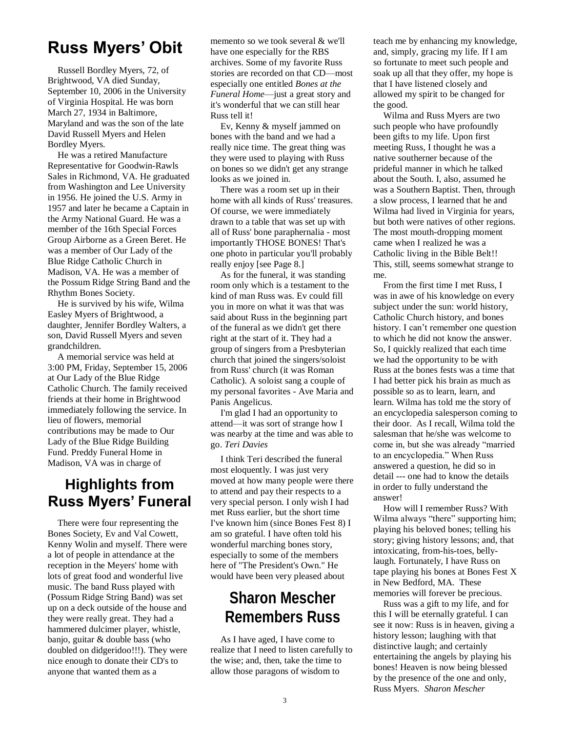# Russ Myers' Obit

Russell Bordley Myers, 72, of Brightwood, VA died Sunday, September 10, 2006 in the University of Virginia Hospital. He was born March 27, 1934 in Baltimore, Maryland and was the son of the late David Russell Myers and Helen Bordley Myers.

He was a retired Manufacture Representative for Goodwin-Rawls Sales in Richmond, VA. He graduated from Washington and Lee University in 1956. He joined the U.S. Army in 1957 and later he became a Captain in the Army National Guard. He was a member of the 16th Special Forces Group Airborne as a Green Beret. He was a member of Our Lady of the Blue Ridge Catholic Church in Madison, VA. He was a member of the Possum Ridge String Band and the Rhythm Bones Society.

He is survived by his wife, Wilma Easley Myers of Brightwood, a daughter, Jennifer Bordley Walters, a son, David Russell Myers and seven grandchildren.

A memorial service was held at 3:00 PM, Friday, September 15, 2006 at Our Lady of the Blue Ridge Catholic Church. The family received friends at their home in Brightwood immediately following the service. In lieu of flowers, memorial contributions may be made to Our Lady of the Blue Ridge Building Fund. Preddy Funeral Home in Madison, VA was in charge of

# Highlights from Russ Myers' Funeral

There were four representing the Bones Society, Ev and Val Cowett, Kenny Wolin and myself. There were a lot of people in attendance at the reception in the Meyers' home with lots of great food and wonderful live music. The band Russ played with (Possum Ridge String Band) was set up on a deck outside of the house and they were really great. They had a hammered dulcimer player, whistle, banjo, guitar & double bass (who doubled on didgeridoo!!!). They were nice enough to donate their CD's to anyone that wanted them as a memento so we took several & we'll have one especially for the RBS archives. Some of my favorite Russ stories are recorded on that CD—most especially one entitled *Bones at the Funeral Home*—just a great story and it's wonderful that we can still hear Russ tell it!

Ev, Kenny & myself jammed on bones with the band and we had a really nice time. The great thing was they were used to playing with Russ on bones so we didn't get any strange looks as we joined in.

There was a room set up in their home with all kinds of Russ' treasures. Of course, we were immediately drawn to a table that was set up with all of Russ' bone paraphernalia - most importantly THOSE BONES! That's one photo in particular you'll probably really enjoy [see Page 8.]

As for the funeral, it was standing room only which is a testament to the kind of man Russ was. Ev could fill you in more on what it was that was said about Russ in the beginning part of the funeral as we didn't get there right at the start of it. They had a group of singers from a Presbyterian church that joined the singers/soloist from Russ' church (it was Roman Catholic). A soloist sang a couple of my personal favorites - Ave Maria and Panis Angelicus.

I'm glad I had an opportunity to attend—it was sort of strange how I was nearby at the time and was able to go. *Teri Davies*

I think Teri described the funeral most eloquently. I was just very moved at how many people were there to attend and pay their respects to a very special person. I only wish I had met Russ earlier, but the short time I've known him (since Bones Fest 8) I am so grateful. I have often told his wonderful marching bones story, especially to some of the members here of "The President's Own." He would have been very pleased about

# Sharon Mescher Remembers Russ

As I have aged, I have come to realize that I need to listen carefully to the wise; and, then, take the time to allow those paragons of wisdom to teach me by enhancing my knowledge, and, simply, gracing my life. If I am so fortunate to meet such people and soak up all that they offer, my hope is that I have listened closely and allowed my spirit to be changed for the good.

Wilma and Russ Myers are two such people who have profoundly been gifts to my life. Upon first meeting Russ, I thought he was a native southerner because of the prideful manner in which he talked about the South. I, also, assumed he was a Southern Baptist. Then, through a slow process, I learned that he and Wilma had lived in Virginia for years, but both were natives of other regions. The most mouth-dropping moment came when I realized he was a Catholic living in the Bible Belt!! This, still, seems somewhat strange to me.

From the first time I met Russ, I was in awe of his knowledge on every subject under the sun: world history, Catholic Church history, and bones history. I can't remember one question to which he did not know the answer. So, I quickly realized that each time we had the opportunity to be with Russ at the bones fests was a time that I had better pick his brain as much as possible so as to learn, learn, and learn. Wilma has told me the story of an encyclopedia salesperson coming to their door. As I recall, Wilma told the salesman that he/she was welcome to come in, but she was already "married to an encyclopedia." When Russ answered a question, he did so in detail --- one had to know the details in order to fully understand the answer!

How will I remember Russ? With Wilma always "there" supporting him; playing his beloved bones; telling his story; giving history lessons; and, that intoxicating, from-his-toes, belly-laugh. Fortunately, I have Russ on tape playing his bones at Bones Fest X in New Bedford, MA. These memories will forever be precious.

Russ was a gift to my life, and for this I will be eternally grateful. I can see it now: Russ is in heaven, giving a history lesson; laughing with that distinctive laugh; and certainly entertaining the angels by playing his bones! Heaven is now being blessed by the presence of the one and only, Russ Myers. *Sharon Mescher*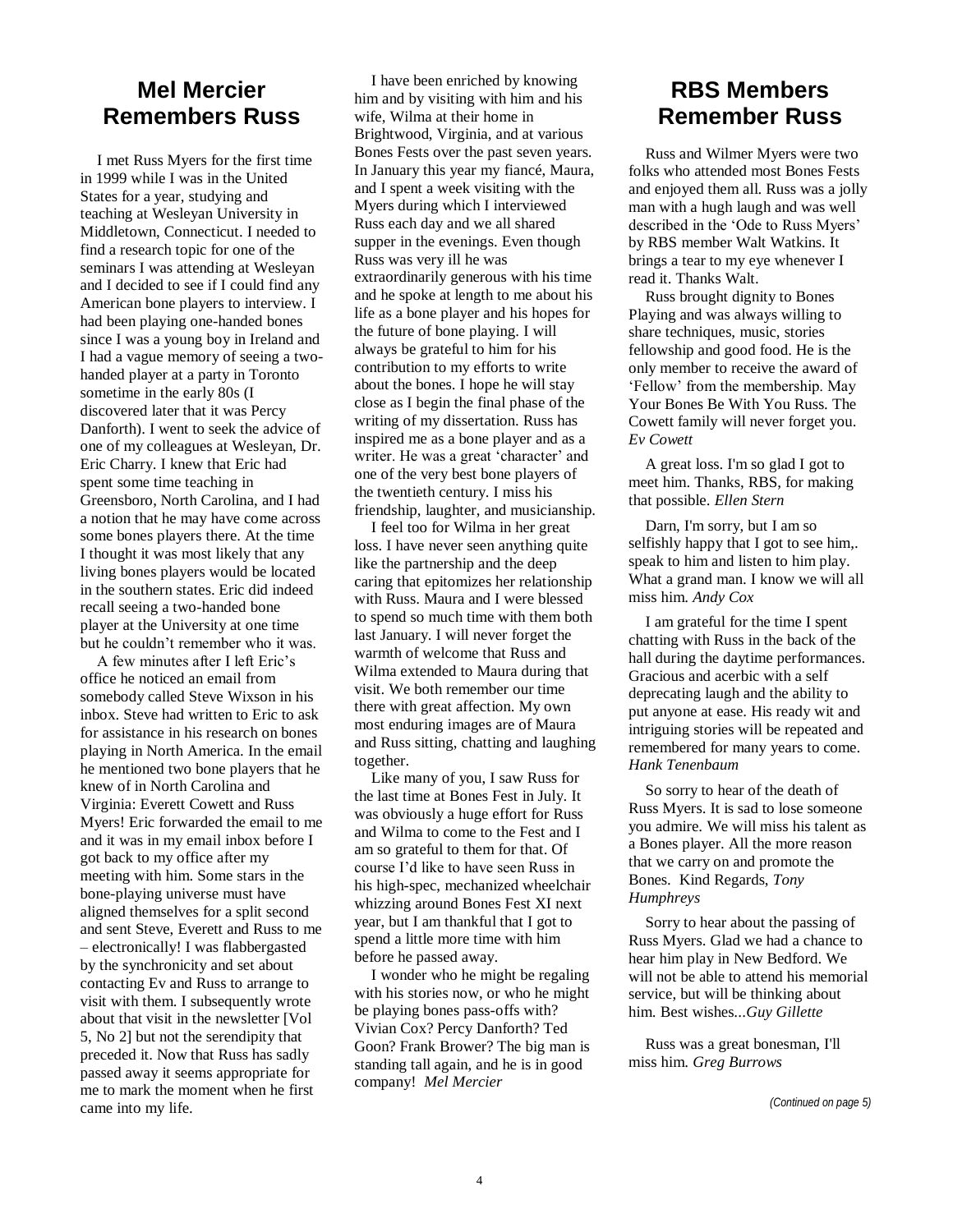## Mel Mercier Remembers Russ

I met Russ Myers for the first time in 1999 while I was in the United States for a year, studying and teaching at Wesleyan University in Middletown, Connecticut. I needed to find a research topic for one of the seminars I was attending at Wesleyan and I decided to see if I could find any American bone players to interview. I had been playing one-handed bones since I was a young boy in Ireland and I had a vague memory of seeing a two-handed player at a party in Toronto sometime in the early 80s (I discovered later that it was Percy Danforth). I went to seek the advice of one of my colleagues at Wesleyan, Dr. Eric Charry. I knew that Eric had spent some time teaching in Greensboro, North Carolina, and I had a notion that he may have come across some bones players there. At the time I thought it was most likely that any living bones players would be located in the southern states. Eric did indeed recall seeing a two-handed bone player at the University at one time but he couldn't remember who it was.

A few minutes after I left Eric's office he noticed an email from somebody called Steve Wixson in his inbox. Steve had written to Eric to ask for assistance in his research on bones playing in North America. In the email he mentioned two bone players that he knew of in North Carolina and Virginia: Everett Cowett and Russ Myers! Eric forwarded the email to me and it was in my email inbox before I got back to my office after my meeting with him. Some stars in the bone-playing universe must have aligned themselves for a split second and sent Steve, Everett and Russ to me – electronically! I was flabbergasted by the synchronicity and set about contacting Ev and Russ to arrange to visit with them. I subsequently wrote about that visit in the newsletter [Vol 5, No 2] but not the serendipity that preceded it. Now that Russ has sadly passed away it seems appropriate for me to mark the moment when he first came into my life.

I have been enriched by knowing him and by visiting with him and his wife, Wilma at their home in Brightwood, Virginia, and at various Bones Fests over the past seven years. In January this year my fiancé, Maura, and I spent a week visiting with the Myers during which I interviewed Russ each day and we all shared supper in the evenings. Even though Russ was very ill he was extraordinarily generous with his time and he spoke at length to me about his life as a bone player and his hopes for the future of bone playing. I will always be grateful to him for his contribution to my efforts to write about the bones. I hope he will stay close as I begin the final phase of the writing of my dissertation. Russ has inspired me as a bone player and as a writer. He was a great 'character' and one of the very best bone players of the twentieth century. I miss his friendship, laughter, and musicianship.

I feel too for Wilma in her great loss. I have never seen anything quite like the partnership and the deep caring that epitomizes her relationship with Russ. Maura and I were blessed to spend so much time with them both last January. I will never forget the warmth of welcome that Russ and Wilma extended to Maura during that visit. We both remember our time there with great affection. My own most enduring images are of Maura and Russ sitting, chatting and laughing together.

Like many of you, I saw Russ for the last time at Bones Fest in July. It was obviously a huge effort for Russ and Wilma to come to the Fest and I am so grateful to them for that. Of course I'd like to have seen Russ in his high-spec, mechanized wheelchair whizzing around Bones Fest XI next year, but I am thankful that I got to spend a little more time with him before he passed away.

I wonder who he might be regaling with his stories now, or who he might be playing bones pass-offs with? Vivian Cox? Percy Danforth? Ted Goon? Frank Brower? The big man is standing tall again, and he is in good company! *Mel Mercier*

## RBS Members Remember Russ

Russ and Wilmer Myers were two folks who attended most Bones Fests and enjoyed them all. Russ was a jolly man with a hugh laugh and was well described in the 'Ode to Russ Myers' by RBS member Walt Watkins. It brings a tear to my eye whenever I read it. Thanks Walt.

Russ brought dignity to Bones Playing and was always willing to share techniques, music, stories fellowship and good food. He is the only member to receive the award of 'Fellow' from the membership. May Your Bones Be With You Russ. The Cowett family will never forget you. *Ev Cowett*

A great loss. I'm so glad I got to meet him. Thanks, RBS, for making that possible. *Ellen Stern*

Darn, I'm sorry, but I am so selfishly happy that I got to see him,. speak to him and listen to him play. What a grand man. I know we will all miss him. *Andy Cox*

I am grateful for the time I spent chatting with Russ in the back of the hall during the daytime performances. Gracious and acerbic with a self deprecating laugh and the ability to put anyone at ease. His ready wit and intriguing stories will be repeated and remembered for many years to come. *Hank Tenenbaum*

So sorry to hear of the death of Russ Myers. It is sad to lose someone you admire. We will miss his talent as a Bones player. All the more reason that we carry on and promote the Bones. Kind Regards, *Tony Humphreys*

Sorry to hear about the passing of Russ Myers. Glad we had a chance to hear him play in New Bedford. We will not be able to attend his memorial service, but will be thinking about him. Best wishes...*Guy Gillette*

Russ was a great bonesman, I'll miss him. *Greg Burrows*

*(Continued on page 5)*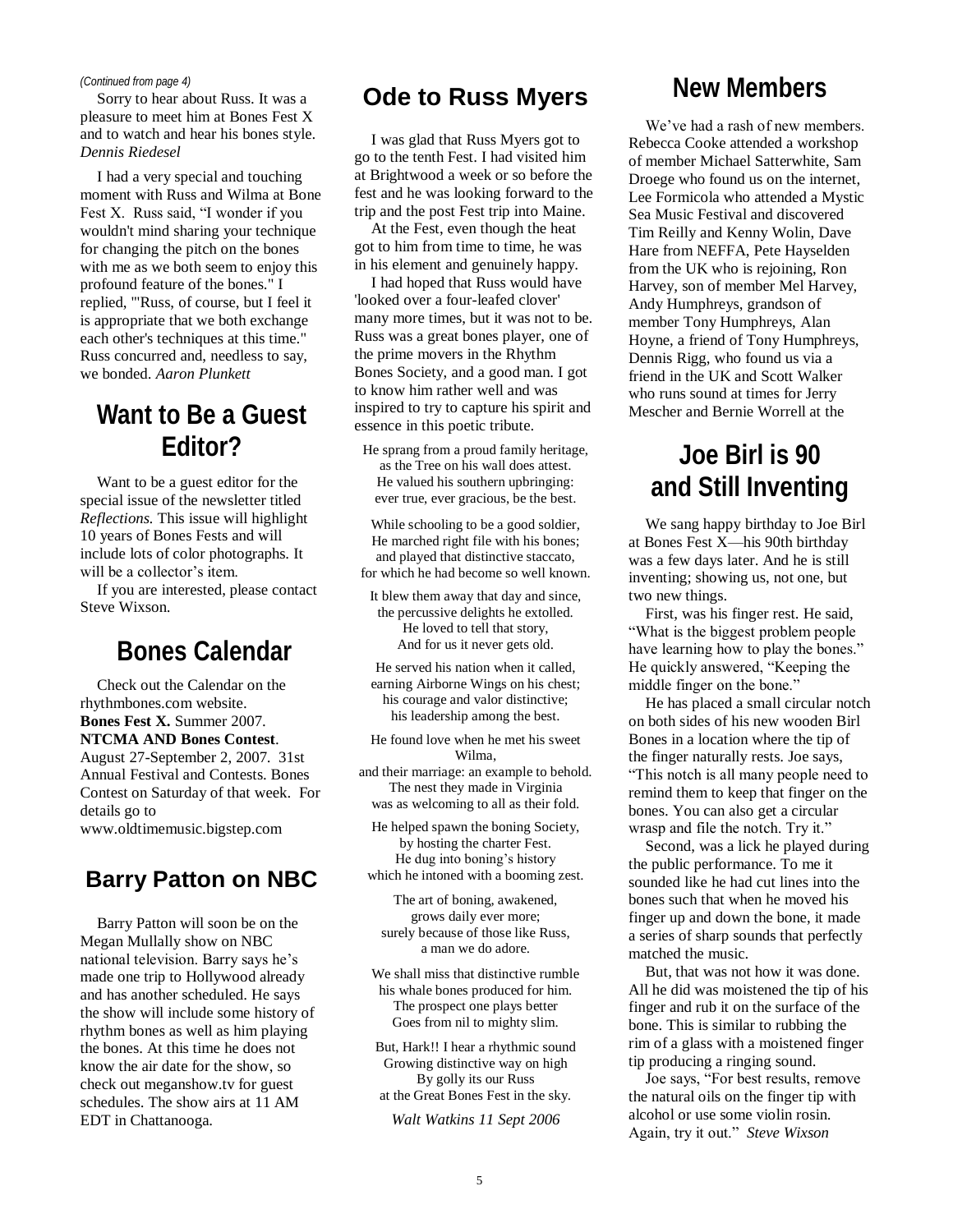*(Continued from page 4)*

Sorry to hear about Russ. It was a pleasure to meet him at Bones Fest X and to watch and hear his bones style. *Dennis Riedesel*

I had a very special and touching moment with Russ and Wilma at Bone Fest X. Russ said, "I wonder if you wouldn't mind sharing your technique for changing the pitch on the bones with me as we both seem to enjoy this profound feature of the bones." I replied, "'Russ, of course, but I feel it is appropriate that we both exchange each other's techniques at this time." Russ concurred and, needless to say, we bonded. *Aaron Plunkett*

## Want to Be a Guest Editor?

Want to be a guest editor for the special issue of the newsletter titled *Reflections.* This issue will highlight 10 years of Bones Fests and will include lots of color photographs. It will be a collector's item.

If you are interested, please contact Steve Wixson.

## Bones Calendar

Check out the Calendar on the rhythmbones.com website.
**Bones Fest X.** Summer 2007.
**NTCMA AND Bones Contest**. August 27-September 2, 2007. 31st Annual Festival and Contests. Bones Contest on Saturday of that week. For details go to www.oldtimemusic.bigstep.com

## Barry Patton on NBC

Barry Patton will soon be on the Megan Mullally show on NBC national television. Barry says he's made one trip to Hollywood already and has another scheduled. He says the show will include some history of rhythm bones as well as him playing the bones. At this time he does not know the air date for the show, so check out meganshow.tv for guest schedules. The show airs at 11 AM EDT in Chattanooga.

## Ode to Russ Myers

I was glad that Russ Myers got to go to the tenth Fest. I had visited him at Brightwood a week or so before the fest and he was looking forward to the trip and the post Fest trip into Maine.

At the Fest, even though the heat got to him from time to time, he was in his element and genuinely happy.

I had hoped that Russ would have 'looked over a four-leafed clover' many more times, but it was not to be. Russ was a great bones player, one of the prime movers in the Rhythm Bones Society, and a good man. I got to know him rather well and was inspired to try to capture his spirit and essence in this poetic tribute.

He sprang from a proud family heritage,
as the Tree on his wall does attest.
He valued his southern upbringing:
ever true, ever gracious, be the best.

While schooling to be a good soldier,
He marched right file with his bones;
and played that distinctive staccato,
for which he had become so well known.

It blew them away that day and since,
the percussive delights he extolled.
He loved to tell that story,
And for us it never gets old.

He served his nation when it called,
earning Airborne Wings on his chest;
his courage and valor distinctive;
his leadership among the best.

He found love when he met his sweet Wilma,
and their marriage: an example to behold.
The nest they made in Virginia
was as welcoming to all as their fold.

He helped spawn the boning Society,
by hosting the charter Fest.
He dug into boning's history
which he intoned with a booming zest.

The art of boning, awakened,
grows daily ever more;
surely because of those like Russ,
a man we do adore.

We shall miss that distinctive rumble
his whale bones produced for him.
The prospect one plays better
Goes from nil to mighty slim.

But, Hark!! I hear a rhythmic sound
Growing distinctive way on high
By golly its our Russ
at the Great Bones Fest in the sky.

*Walt Watkins 11 Sept 2006*

## New Members

We've had a rash of new members. Rebecca Cooke attended a workshop of member Michael Satterwhite, Sam Droege who found us on the internet, Lee Formicola who attended a Mystic Sea Music Festival and discovered Tim Reilly and Kenny Wolin, Dave Hare from NEFFA, Pete Hayselden from the UK who is rejoining, Ron Harvey, son of member Mel Harvey, Andy Humphreys, grandson of member Tony Humphreys, Alan Hoyne, a friend of Tony Humphreys, Dennis Rigg, who found us via a friend in the UK and Scott Walker who runs sound at times for Jerry Mescher and Bernie Worrell at the

## Joe Birl is 90 and Still Inventing

We sang happy birthday to Joe Birl at Bones Fest X—his 90th birthday was a few days later. And he is still inventing; showing us, not one, but two new things.

First, was his finger rest. He said, "What is the biggest problem people have learning how to play the bones." He quickly answered, "Keeping the middle finger on the bone."

He has placed a small circular notch on both sides of his new wooden Birl Bones in a location where the tip of the finger naturally rests. Joe says, "This notch is all many people need to remind them to keep that finger on the bones. You can also get a circular wrasp and file the notch. Try it."

Second, was a lick he played during the public performance. To me it sounded like he had cut lines into the bones such that when he moved his finger up and down the bone, it made a series of sharp sounds that perfectly matched the music.

But, that was not how it was done. All he did was moistened the tip of his finger and rub it on the surface of the bone. This is similar to rubbing the rim of a glass with a moistened finger tip producing a ringing sound.

Joe says, "For best results, remove the natural oils on the finger tip with alcohol or use some violin rosin. Again, try it out." *Steve Wixson*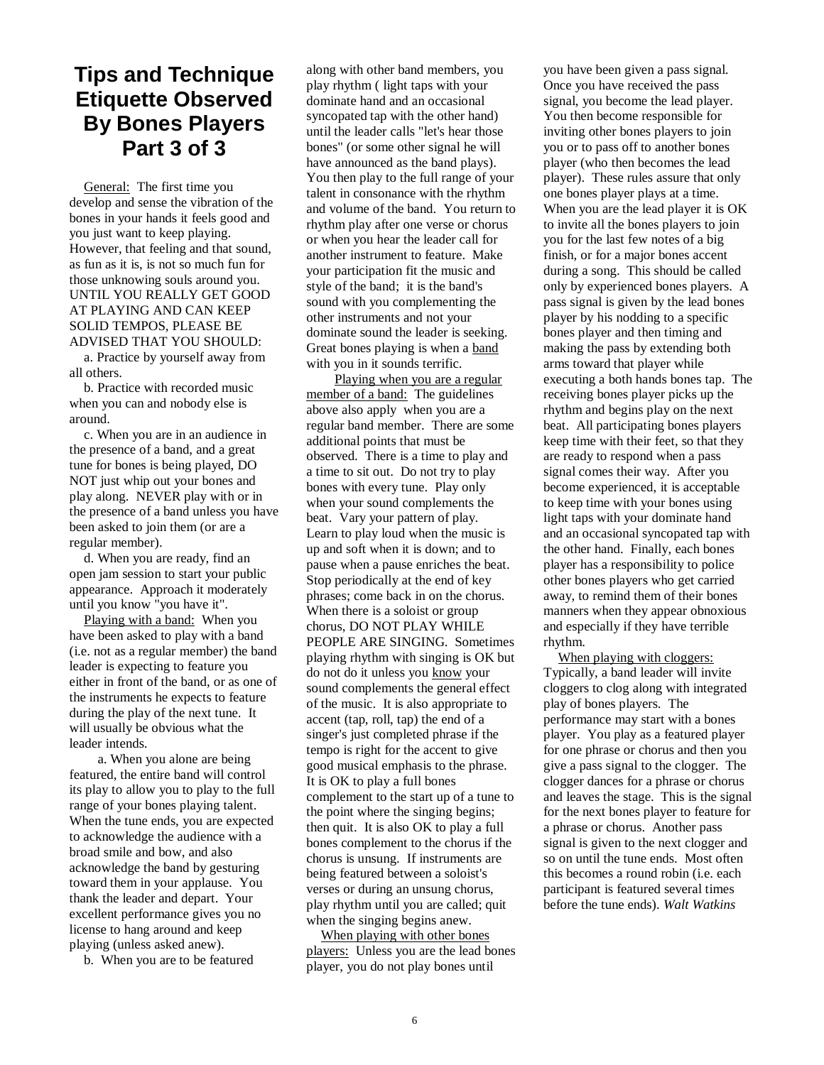# Tips and Technique Etiquette Observed By Bones Players Part 3 of 3

General: The first time you develop and sense the vibration of the bones in your hands it feels good and you just want to keep playing. However, that feeling and that sound, as fun as it is, is not so much fun for those unknowing souls around you. UNTIL YOU REALLY GET GOOD AT PLAYING AND CAN KEEP SOLID TEMPOS, PLEASE BE ADVISED THAT YOU SHOULD:

a. Practice by yourself away from all others.

b. Practice with recorded music when you can and nobody else is around.

c. When you are in an audience in the presence of a band, and a great tune for bones is being played, DO NOT just whip out your bones and play along. NEVER play with or in the presence of a band unless you have been asked to join them (or are a regular member).

d. When you are ready, find an open jam session to start your public appearance. Approach it moderately until you know "you have it".

Playing with a band: When you have been asked to play with a band (i.e. not as a regular member) the band leader is expecting to feature you either in front of the band, or as one of the instruments he expects to feature during the play of the next tune. It will usually be obvious what the leader intends.

a. When you alone are being featured, the entire band will control its play to allow you to play to the full range of your bones playing talent. When the tune ends, you are expected to acknowledge the audience with a broad smile and bow, and also acknowledge the band by gesturing toward them in your applause. You thank the leader and depart. Your excellent performance gives you no license to hang around and keep playing (unless asked anew).

b. When you are to be featured along with other band members, you play rhythm ( light taps with your dominate hand and an occasional syncopated tap with the other hand) until the leader calls "let's hear those bones" (or some other signal he will have announced as the band plays). You then play to the full range of your talent in consonance with the rhythm and volume of the band. You return to rhythm play after one verse or chorus or when you hear the leader call for another instrument to feature. Make your participation fit the music and style of the band; it is the band's sound with you complementing the other instruments and not your dominate sound the leader is seeking. Great bones playing is when a band with you in it sounds terrific.

Playing when you are a regular member of a band: The guidelines above also apply when you are a regular band member. There are some additional points that must be observed. There is a time to play and a time to sit out. Do not try to play bones with every tune. Play only when your sound complements the beat. Vary your pattern of play. Learn to play loud when the music is up and soft when it is down; and to pause when a pause enriches the beat. Stop periodically at the end of key phrases; come back in on the chorus. When there is a soloist or group chorus, DO NOT PLAY WHILE PEOPLE ARE SINGING. Sometimes playing rhythm with singing is OK but do not do it unless you know your sound complements the general effect of the music. It is also appropriate to accent (tap, roll, tap) the end of a singer's just completed phrase if the tempo is right for the accent to give good musical emphasis to the phrase. It is OK to play a full bones complement to the start up of a tune to the point where the singing begins; then quit. It is also OK to play a full bones complement to the chorus if the chorus is unsung. If instruments are being featured between a soloist's verses or during an unsung chorus, play rhythm until you are called; quit when the singing begins anew.

When playing with other bones players: Unless you are the lead bones player, you do not play bones until you have been given a pass signal. Once you have received the pass signal, you become the lead player. You then become responsible for inviting other bones players to join you or to pass off to another bones player (who then becomes the lead player). These rules assure that only one bones player plays at a time. When you are the lead player it is OK to invite all the bones players to join you for the last few notes of a big finish, or for a major bones accent during a song. This should be called only by experienced bones players. A pass signal is given by the lead bones player by his nodding to a specific bones player and then timing and making the pass by extending both arms toward that player while executing a both hands bones tap. The receiving bones player picks up the rhythm and begins play on the next beat. All participating bones players keep time with their feet, so that they are ready to respond when a pass signal comes their way. After you become experienced, it is acceptable to keep time with your bones using light taps with your dominate hand and an occasional syncopated tap with the other hand. Finally, each bones player has a responsibility to police other bones players who get carried away, to remind them of their bones manners when they appear obnoxious and especially if they have terrible rhythm.

When playing with cloggers: Typically, a band leader will invite cloggers to clog along with integrated play of bones players. The performance may start with a bones player. You play as a featured player for one phrase or chorus and then you give a pass signal to the clogger. The clogger dances for a phrase or chorus and leaves the stage. This is the signal for the next bones player to feature for a phrase or chorus. Another pass signal is given to the next clogger and so on until the tune ends. Most often this becomes a round robin (i.e. each participant is featured several times before the tune ends). *Walt Watkins*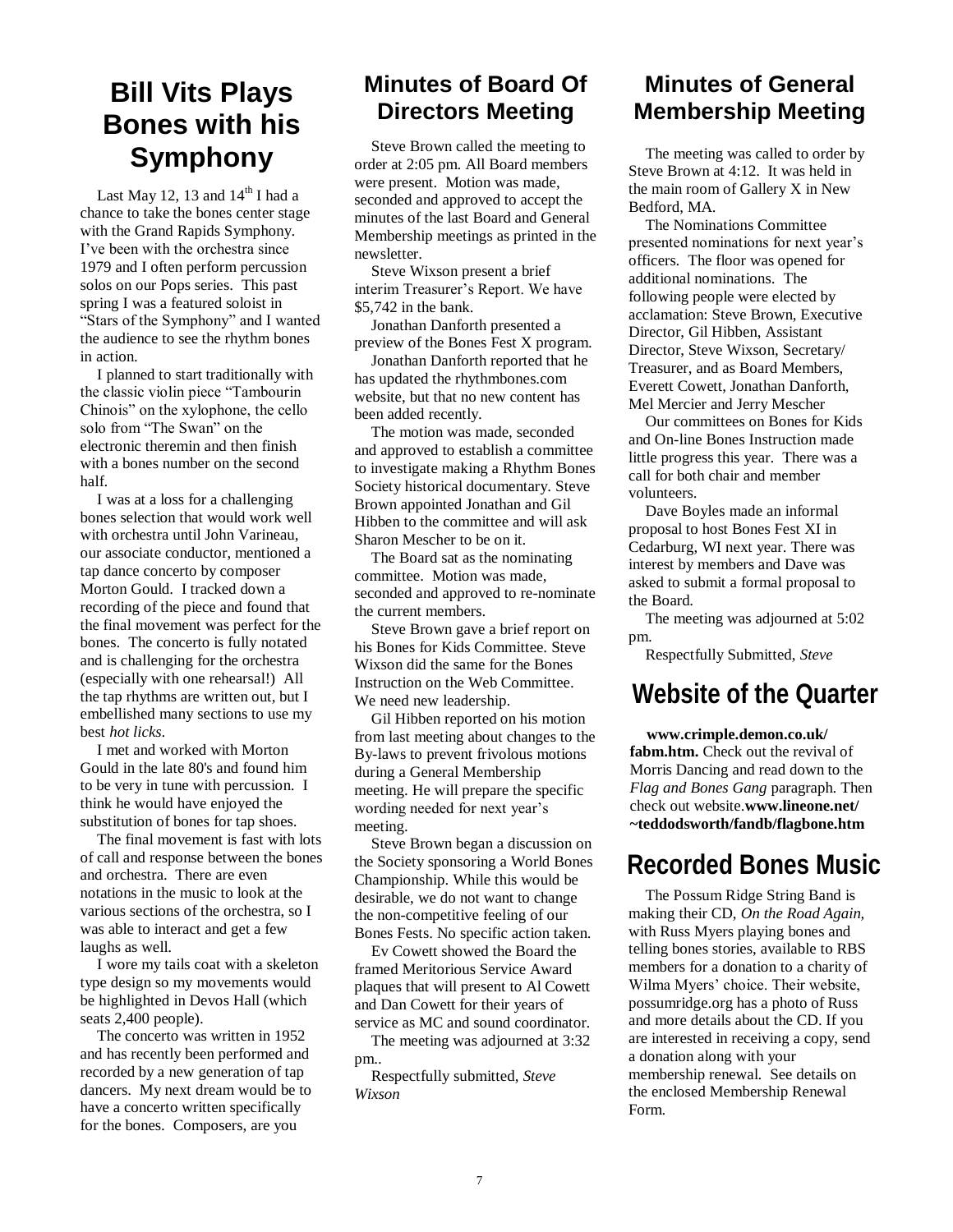## Bill Vits Plays Bones with his Symphony

Last May 12, 13 and 14th I had a chance to take the bones center stage with the Grand Rapids Symphony. I've been with the orchestra since 1979 and I often perform percussion solos on our Pops series. This past spring I was a featured soloist in "Stars of the Symphony" and I wanted the audience to see the rhythm bones in action.

I planned to start traditionally with the classic violin piece "Tambourin Chinois" on the xylophone, the cello solo from "The Swan" on the electronic theremin and then finish with a bones number on the second half.

I was at a loss for a challenging bones selection that would work well with orchestra until John Varineau, our associate conductor, mentioned a tap dance concerto by composer Morton Gould. I tracked down a recording of the piece and found that the final movement was perfect for the bones. The concerto is fully notated and is challenging for the orchestra (especially with one rehearsal!) All the tap rhythms are written out, but I embellished many sections to use my best *hot licks*.

I met and worked with Morton Gould in the late 80's and found him to be very in tune with percussion. I think he would have enjoyed the substitution of bones for tap shoes.

The final movement is fast with lots of call and response between the bones and orchestra. There are even notations in the music to look at the various sections of the orchestra, so I was able to interact and get a few laughs as well.

I wore my tails coat with a skeleton type design so my movements would be highlighted in Devos Hall (which seats 2,400 people).

The concerto was written in 1952 and has recently been performed and recorded by a new generation of tap dancers. My next dream would be to have a concerto written specifically for the bones. Composers, are you

## Minutes of Board Of Directors Meeting

Steve Brown called the meeting to order at 2:05 pm. All Board members were present. Motion was made, seconded and approved to accept the minutes of the last Board and General Membership meetings as printed in the newsletter.

Steve Wixson present a brief interim Treasurer's Report. We have $5,742 in the bank.

Jonathan Danforth presented a preview of the Bones Fest X program.

Jonathan Danforth reported that he has updated the rhythmbones.com website, but that no new content has been added recently.

The motion was made, seconded and approved to establish a committee to investigate making a Rhythm Bones Society historical documentary. Steve Brown appointed Jonathan and Gil Hibben to the committee and will ask Sharon Mescher to be on it.

The Board sat as the nominating committee. Motion was made, seconded and approved to re-nominate the current members.

Steve Brown gave a brief report on his Bones for Kids Committee. Steve Wixson did the same for the Bones Instruction on the Web Committee. We need new leadership.

Gil Hibben reported on his motion from last meeting about changes to the By-laws to prevent frivolous motions during a General Membership meeting. He will prepare the specific wording needed for next year's meeting.

Steve Brown began a discussion on the Society sponsoring a World Bones Championship. While this would be desirable, we do not want to change the non-competitive feeling of our Bones Fests. No specific action taken.

Ev Cowett showed the Board the framed Meritorious Service Award plaques that will present to Al Cowett and Dan Cowett for their years of service as MC and sound coordinator.

The meeting was adjourned at 3:32 pm..

Respectfully submitted, *Steve Wixson*

## Minutes of General Membership Meeting

The meeting was called to order by Steve Brown at 4:12. It was held in the main room of Gallery X in New Bedford, MA.

The Nominations Committee presented nominations for next year's officers. The floor was opened for additional nominations. The following people were elected by acclamation: Steve Brown, Executive Director, Gil Hibben, Assistant Director, Steve Wixson, Secretary/ Treasurer, and as Board Members, Everett Cowett, Jonathan Danforth, Mel Mercier and Jerry Mescher

Our committees on Bones for Kids and On-line Bones Instruction made little progress this year. There was a call for both chair and member volunteers.

Dave Boyles made an informal proposal to host Bones Fest XI in Cedarburg, WI next year. There was interest by members and Dave was asked to submit a formal proposal to the Board.

The meeting was adjourned at 5:02 pm.

Respectfully Submitted, *Steve*

## Website of the Quarter

**www.crimple.demon.co.uk/ fabm.htm.** Check out the revival of Morris Dancing and read down to the *Flag and Bones Gang* paragraph. Then check out website.**www.lineone.net/ ~teddodsworth/fandb/flagbone.htm**

## Recorded Bones Music

The Possum Ridge String Band is making their CD, *On the Road Again,* with Russ Myers playing bones and telling bones stories, available to RBS members for a donation to a charity of Wilma Myers' choice. Their website, possumridge.org has a photo of Russ and more details about the CD. If you are interested in receiving a copy, send a donation along with your membership renewal. See details on the enclosed Membership Renewal Form.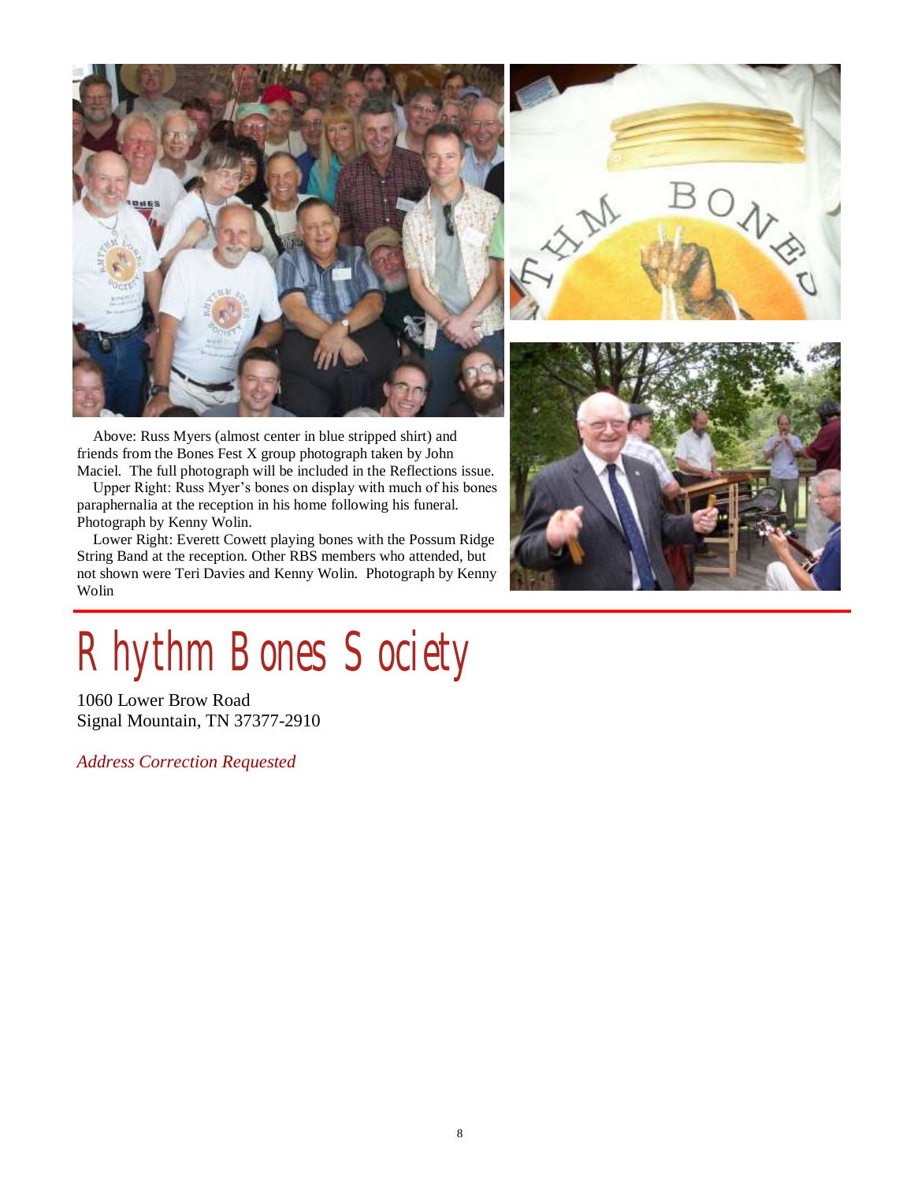Above: Russ Myers (almost center in blue stripped shirt) and friends from the Bones Fest X group photograph taken by John Maciel. The full photograph will be included in the Reflections issue.

Upper Right: Russ Myer's bones on display with much of his bones paraphernalia at the reception in his home following his funeral. Photograph by Kenny Wolin.

Lower Right: Everett Cowett playing bones with the Possum Ridge String Band at the reception. Other RBS members who attended, but not shown were Teri Davies and Kenny Wolin. Photograph by Kenny Wolin

# Rhythm Bones Society

1060 Lower Brow Road
Signal Mountain, TN 37377-2910

*Address Correction Requested*